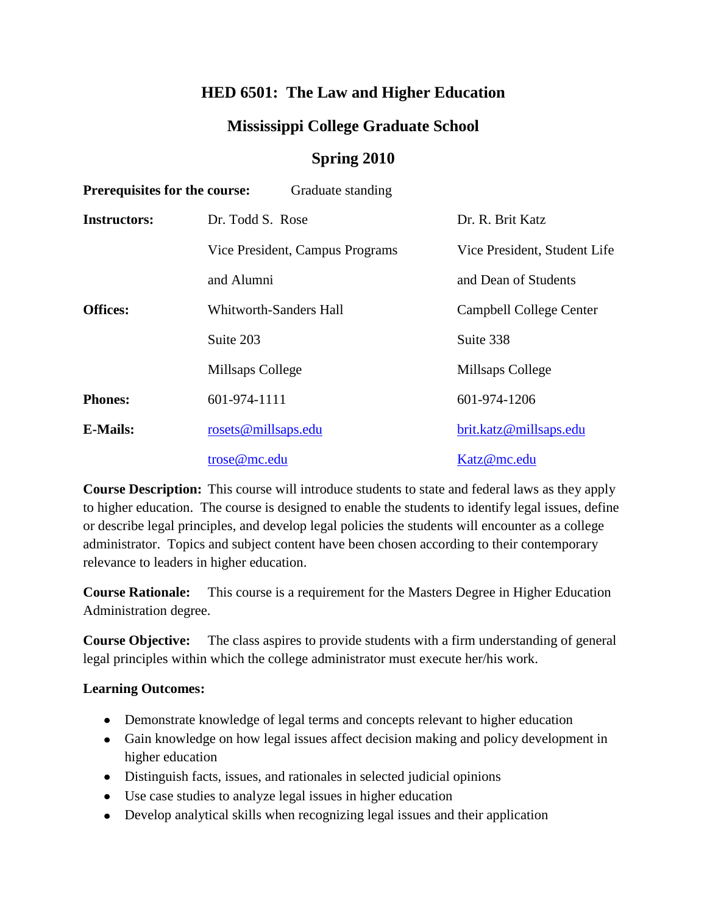# HED 6501: The Law and Higher Education

## Mississippi College Graduate School

## Spring 2010

**Prerequisites for the course:** Graduate standing

| | | |
|---|---|---|
| **Instructors:** | Dr. Todd S. Rose | Dr. R. Brit Katz |
| | Vice President, Campus Programs and Alumni | Vice President, Student Life and Dean of Students |
| **Offices:** | Whitworth-Sanders Hall | Campbell College Center |
| | Suite 203 | Suite 338 |
| | Millsaps College | Millsaps College |
| **Phones:** | 601-974-1111 | 601-974-1206 |
| **E-Mails:** | rosets@millsaps.edu | brit.katz@millsaps.edu |
| | trose@mc.edu | Katz@mc.edu |

**Course Description:** This course will introduce students to state and federal laws as they apply to higher education. The course is designed to enable the students to identify legal issues, define or describe legal principles, and develop legal policies the students will encounter as a college administrator. Topics and subject content have been chosen according to their contemporary relevance to leaders in higher education.

**Course Rationale:** This course is a requirement for the Masters Degree in Higher Education Administration degree.

**Course Objective:** The class aspires to provide students with a firm understanding of general legal principles within which the college administrator must execute her/his work.

**Learning Outcomes:**

- Demonstrate knowledge of legal terms and concepts relevant to higher education
- Gain knowledge on how legal issues affect decision making and policy development in higher education
- Distinguish facts, issues, and rationales in selected judicial opinions
- Use case studies to analyze legal issues in higher education
- Develop analytical skills when recognizing legal issues and their application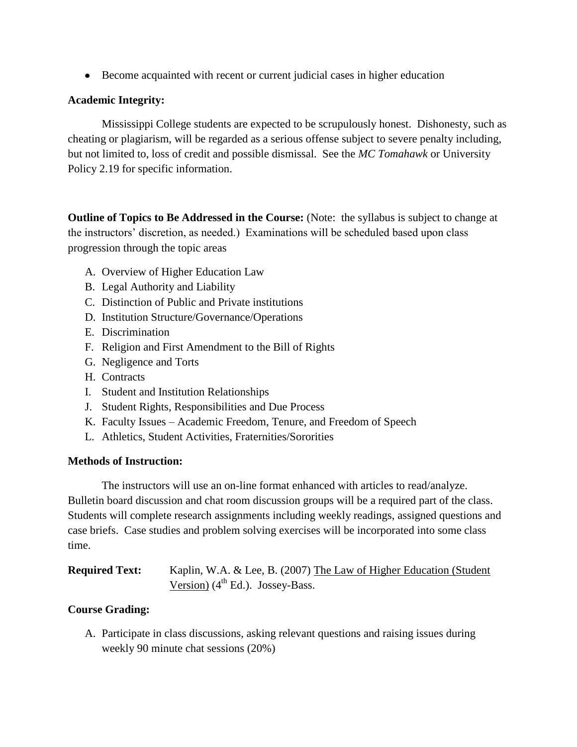- Become acquainted with recent or current judicial cases in higher education

**Academic Integrity:**

Mississippi College students are expected to be scrupulously honest. Dishonesty, such as cheating or plagiarism, will be regarded as a serious offense subject to severe penalty including, but not limited to, loss of credit and possible dismissal. See the *MC Tomahawk* or University Policy 2.19 for specific information.

**Outline of Topics to Be Addressed in the Course:** (Note: the syllabus is subject to change at the instructors' discretion, as needed.) Examinations will be scheduled based upon class progression through the topic areas

A. Overview of Higher Education Law
B. Legal Authority and Liability
C. Distinction of Public and Private institutions
D. Institution Structure/Governance/Operations
E. Discrimination
F. Religion and First Amendment to the Bill of Rights
G. Negligence and Torts
H. Contracts
I. Student and Institution Relationships
J. Student Rights, Responsibilities and Due Process
K. Faculty Issues – Academic Freedom, Tenure, and Freedom of Speech
L. Athletics, Student Activities, Fraternities/Sororities

**Methods of Instruction:**

The instructors will use an on-line format enhanced with articles to read/analyze. Bulletin board discussion and chat room discussion groups will be a required part of the class. Students will complete research assignments including weekly readings, assigned questions and case briefs. Case studies and problem solving exercises will be incorporated into some class time.

**Required Text:** Kaplin, W.A. & Lee, B. (2007) The Law of Higher Education (Student Version) (4th Ed.). Jossey-Bass.

**Course Grading:**

A. Participate in class discussions, asking relevant questions and raising issues during weekly 90 minute chat sessions (20%)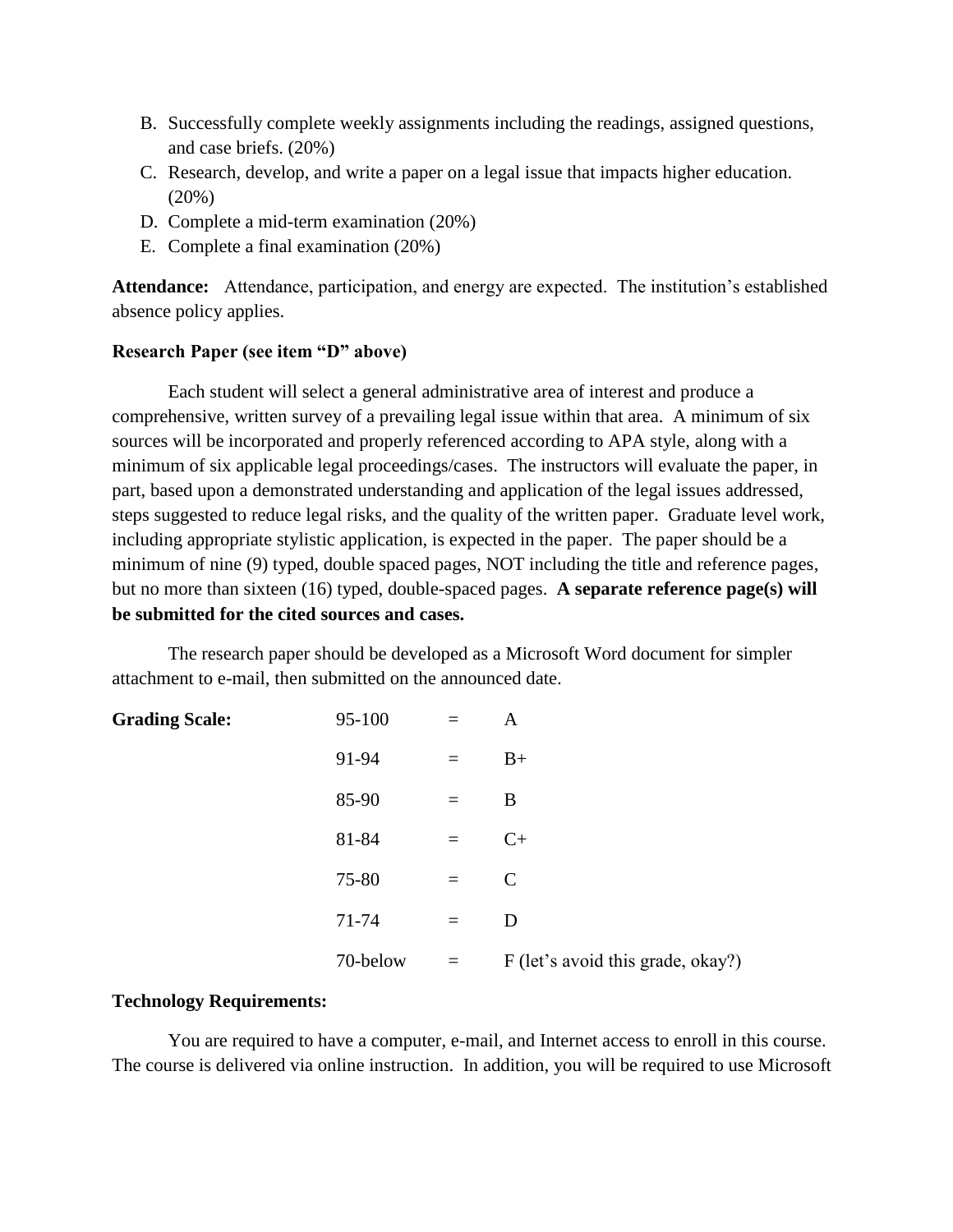B. Successfully complete weekly assignments including the readings, assigned questions, and case briefs. (20%)
C. Research, develop, and write a paper on a legal issue that impacts higher education. (20%)
D. Complete a mid-term examination (20%)
E. Complete a final examination (20%)

**Attendance:** Attendance, participation, and energy are expected. The institution's established absence policy applies.

**Research Paper (see item "D" above)**

Each student will select a general administrative area of interest and produce a comprehensive, written survey of a prevailing legal issue within that area. A minimum of six sources will be incorporated and properly referenced according to APA style, along with a minimum of six applicable legal proceedings/cases. The instructors will evaluate the paper, in part, based upon a demonstrated understanding and application of the legal issues addressed, steps suggested to reduce legal risks, and the quality of the written paper. Graduate level work, including appropriate stylistic application, is expected in the paper. The paper should be a minimum of nine (9) typed, double spaced pages, NOT including the title and reference pages, but no more than sixteen (16) typed, double-spaced pages. **A separate reference page(s) will be submitted for the cited sources and cases.**

The research paper should be developed as a Microsoft Word document for simpler attachment to e-mail, then submitted on the announced date.

**Grading Scale:**

| | | |
|---|---|---|
| 95-100 | = | A |
| 91-94 | = | B+ |
| 85-90 | = | B |
| 81-84 | = | C+ |
| 75-80 | = | C |
| 71-74 | = | D |
| 70-below | = | F (let's avoid this grade, okay?) |

**Technology Requirements:**

You are required to have a computer, e-mail, and Internet access to enroll in this course. The course is delivered via online instruction. In addition, you will be required to use Microsoft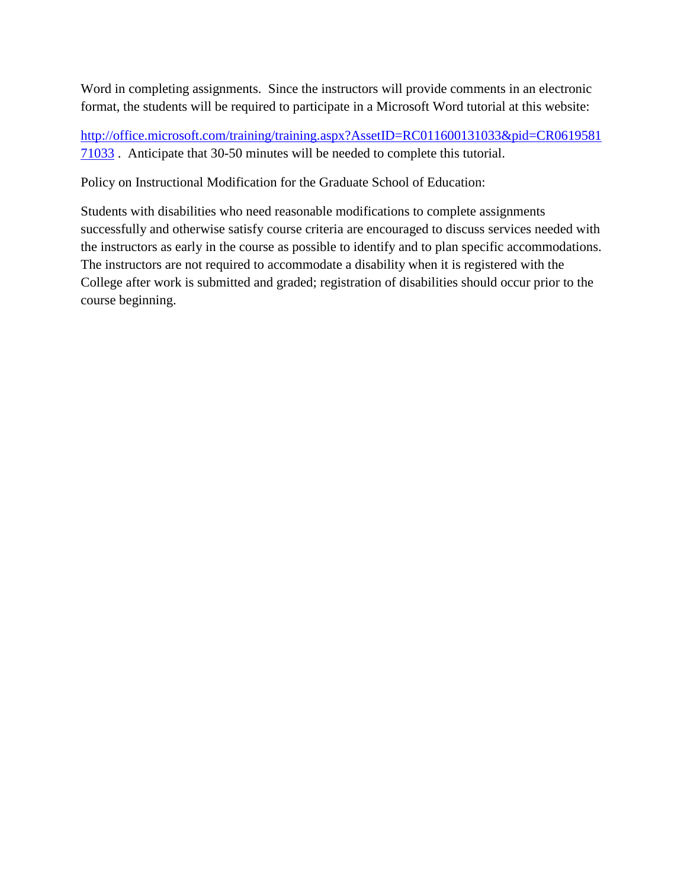Word in completing assignments. Since the instructors will provide comments in an electronic format, the students will be required to participate in a Microsoft Word tutorial at this website:

http://office.microsoft.com/training/training.aspx?AssetID=RC011600131033&pid=CR061958171033 . Anticipate that 30-50 minutes will be needed to complete this tutorial.

Policy on Instructional Modification for the Graduate School of Education:

Students with disabilities who need reasonable modifications to complete assignments successfully and otherwise satisfy course criteria are encouraged to discuss services needed with the instructors as early in the course as possible to identify and to plan specific accommodations. The instructors are not required to accommodate a disability when it is registered with the College after work is submitted and graded; registration of disabilities should occur prior to the course beginning.